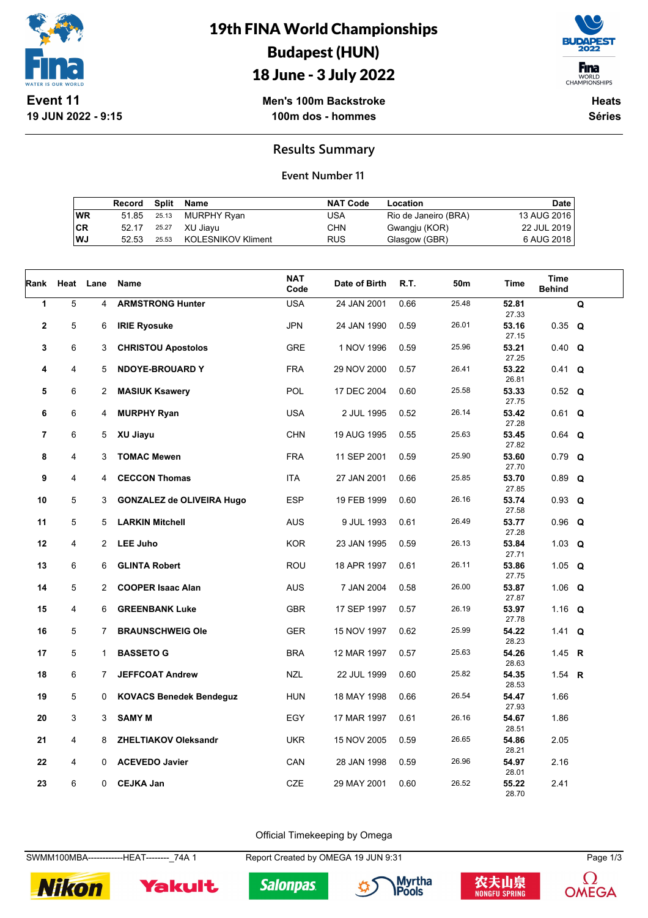# 19th FINA World Championships
## Budapest (HUN)
## 18 June - 3 July 2022

**Event 11**
**19 JUN 2022 - 9:15**

**Men's 100m Backstroke**
**100m dos - hommes**

**Heats**
**Séries**

## Results Summary

**Event Number 11**

| | Record | Split | Name | NAT Code | Location | Date |
|---|---|---|---|---|---|---|
| WR | 51.85 | 25.13 | MURPHY Ryan | USA | Rio de Janeiro (BRA) | 13 AUG 2016 |
| CR | 52.17 | 25.27 | XU Jiayu | CHN | Gwangju (KOR) | 22 JUL 2019 |
| WJ | 52.53 | 25.53 | KOLESNIKOV Kliment | RUS | Glasgow (GBR) | 6 AUG 2018 |

| Rank | Heat | Lane | Name | NAT Code | Date of Birth | R.T. | 50m | Time | Time Behind | |
|---|---|---|---|---|---|---|---|---|---|---|
| 1 | 5 | 4 | **ARMSTRONG Hunter** | USA | 24 JAN 2001 | 0.66 | 25.48 | **52.81** 27.33 | | **Q** |
| 2 | 5 | 6 | **IRIE Ryosuke** | JPN | 24 JAN 1990 | 0.59 | 26.01 | **53.16** 27.15 | 0.35 | **Q** |
| 3 | 6 | 3 | **CHRISTOU Apostolos** | GRE | 1 NOV 1996 | 0.59 | 25.96 | **53.21** 27.25 | 0.40 | **Q** |
| 4 | 4 | 5 | **NDOYE-BROUARD Y** | FRA | 29 NOV 2000 | 0.57 | 26.41 | **53.22** 26.81 | 0.41 | **Q** |
| 5 | 6 | 2 | **MASIUK Ksawery** | POL | 17 DEC 2004 | 0.60 | 25.58 | **53.33** 27.75 | 0.52 | **Q** |
| 6 | 6 | 4 | **MURPHY Ryan** | USA | 2 JUL 1995 | 0.52 | 26.14 | **53.42** 27.28 | 0.61 | **Q** |
| 7 | 6 | 5 | **XU Jiayu** | CHN | 19 AUG 1995 | 0.55 | 25.63 | **53.45** 27.82 | 0.64 | **Q** |
| 8 | 4 | 3 | **TOMAC Mewen** | FRA | 11 SEP 2001 | 0.59 | 25.90 | **53.60** 27.70 | 0.79 | **Q** |
| 9 | 4 | 4 | **CECCON Thomas** | ITA | 27 JAN 2001 | 0.66 | 25.85 | **53.70** 27.85 | 0.89 | **Q** |
| 10 | 5 | 3 | **GONZALEZ de OLIVEIRA Hugo** | ESP | 19 FEB 1999 | 0.60 | 26.16 | **53.74** 27.58 | 0.93 | **Q** |
| 11 | 5 | 5 | **LARKIN Mitchell** | AUS | 9 JUL 1993 | 0.61 | 26.49 | **53.77** 27.28 | 0.96 | **Q** |
| 12 | 4 | 2 | **LEE Juho** | KOR | 23 JAN 1995 | 0.59 | 26.13 | **53.84** 27.71 | 1.03 | **Q** |
| 13 | 6 | 6 | **GLINTA Robert** | ROU | 18 APR 1997 | 0.61 | 26.11 | **53.86** 27.75 | 1.05 | **Q** |
| 14 | 5 | 2 | **COOPER Isaac Alan** | AUS | 7 JAN 2004 | 0.58 | 26.00 | **53.87** 27.87 | 1.06 | **Q** |
| 15 | 4 | 6 | **GREENBANK Luke** | GBR | 17 SEP 1997 | 0.57 | 26.19 | **53.97** 27.78 | 1.16 | **Q** |
| 16 | 5 | 7 | **BRAUNSCHWEIG Ole** | GER | 15 NOV 1997 | 0.62 | 25.99 | **54.22** 28.23 | 1.41 | **Q** |
| 17 | 5 | 1 | **BASSETO G** | BRA | 12 MAR 1997 | 0.57 | 25.63 | **54.26** 28.63 | 1.45 | **R** |
| 18 | 6 | 7 | **JEFFCOAT Andrew** | NZL | 22 JUL 1999 | 0.60 | 25.82 | **54.35** 28.53 | 1.54 | **R** |
| 19 | 5 | 0 | **KOVACS Benedek Bendeguz** | HUN | 18 MAY 1998 | 0.66 | 26.54 | **54.47** 27.93 | 1.66 | |
| 20 | 3 | 3 | **SAMY M** | EGY | 17 MAR 1997 | 0.61 | 26.16 | **54.67** 28.51 | 1.86 | |
| 21 | 4 | 8 | **ZHELTIAKOV Oleksandr** | UKR | 15 NOV 2005 | 0.59 | 26.65 | **54.86** 28.21 | 2.05 | |
| 22 | 4 | 0 | **ACEVEDO Javier** | CAN | 28 JAN 1998 | 0.59 | 26.96 | **54.97** 28.01 | 2.16 | |
| 23 | 6 | 0 | **CEJKA Jan** | CZE | 29 MAY 2001 | 0.60 | 26.52 | **55.22** 28.70 | 2.41 | |

Official Timekeeping by Omega

SWMM100MBA------------HEAT--------_74A 1 Report Created by OMEGA 19 JUN 9:31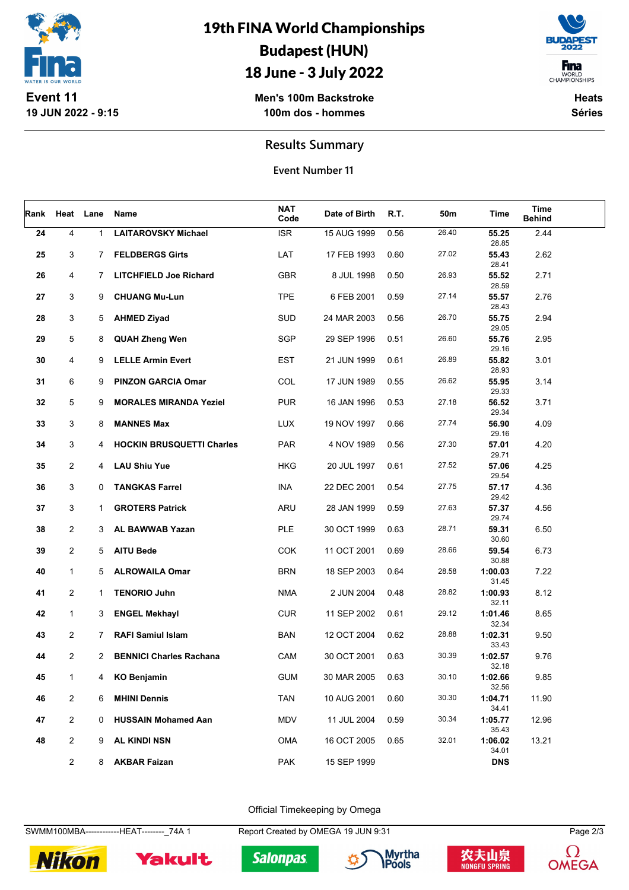# 19th FINA World Championships
## Budapest (HUN)
## 18 June - 3 July 2022

**Event 11**
**19 JUN 2022 - 9:15**

**Men's 100m Backstroke**
**100m dos - hommes**

**Heats**
**Séries**

### Results Summary

**Event Number 11**

| Rank | Heat | Lane | Name | NAT Code | Date of Birth | R.T. | 50m | Time | Time Behind |
|---|---|---|---|---|---|---|---|---|---|
| 24 | 4 | 1 | LAITAROVSKY Michael | ISR | 15 AUG 1999 | 0.56 | 26.40 | 55.25<br>28.85 | 2.44 |
| 25 | 3 | 7 | FELDBERGS Girts | LAT | 17 FEB 1993 | 0.60 | 27.02 | 55.43<br>28.41 | 2.62 |
| 26 | 4 | 7 | LITCHFIELD Joe Richard | GBR | 8 JUL 1998 | 0.50 | 26.93 | 55.52<br>28.59 | 2.71 |
| 27 | 3 | 9 | CHUANG Mu-Lun | TPE | 6 FEB 2001 | 0.59 | 27.14 | 55.57<br>28.43 | 2.76 |
| 28 | 3 | 5 | AHMED Ziyad | SUD | 24 MAR 2003 | 0.56 | 26.70 | 55.75<br>29.05 | 2.94 |
| 29 | 5 | 8 | QUAH Zheng Wen | SGP | 29 SEP 1996 | 0.51 | 26.60 | 55.76<br>29.16 | 2.95 |
| 30 | 4 | 9 | LELLE Armin Evert | EST | 21 JUN 1999 | 0.61 | 26.89 | 55.82<br>28.93 | 3.01 |
| 31 | 6 | 9 | PINZON GARCIA Omar | COL | 17 JUN 1989 | 0.55 | 26.62 | 55.95<br>29.33 | 3.14 |
| 32 | 5 | 9 | MORALES MIRANDA Yeziel | PUR | 16 JAN 1996 | 0.53 | 27.18 | 56.52<br>29.34 | 3.71 |
| 33 | 3 | 8 | MANNES Max | LUX | 19 NOV 1997 | 0.66 | 27.74 | 56.90<br>29.16 | 4.09 |
| 34 | 3 | 4 | HOCKIN BRUSQUETTI Charles | PAR | 4 NOV 1989 | 0.56 | 27.30 | 57.01<br>29.71 | 4.20 |
| 35 | 2 | 4 | LAU Shiu Yue | HKG | 20 JUL 1997 | 0.61 | 27.52 | 57.06<br>29.54 | 4.25 |
| 36 | 3 | 0 | TANGKAS Farrel | INA | 22 DEC 2001 | 0.54 | 27.75 | 57.17<br>29.42 | 4.36 |
| 37 | 3 | 1 | GROTERS Patrick | ARU | 28 JAN 1999 | 0.59 | 27.63 | 57.37<br>29.74 | 4.56 |
| 38 | 2 | 3 | AL BAWWAB Yazan | PLE | 30 OCT 1999 | 0.63 | 28.71 | 59.31<br>30.60 | 6.50 |
| 39 | 2 | 5 | AITU Bede | COK | 11 OCT 2001 | 0.69 | 28.66 | 59.54<br>30.88 | 6.73 |
| 40 | 1 | 5 | ALROWAILA Omar | BRN | 18 SEP 2003 | 0.64 | 28.58 | 1:00.03<br>31.45 | 7.22 |
| 41 | 2 | 1 | TENORIO Juhn | NMA | 2 JUN 2004 | 0.48 | 28.82 | 1:00.93<br>32.11 | 8.12 |
| 42 | 1 | 3 | ENGEL Mekhayl | CUR | 11 SEP 2002 | 0.61 | 29.12 | 1:01.46<br>32.34 | 8.65 |
| 43 | 2 | 7 | RAFI Samiul Islam | BAN | 12 OCT 2004 | 0.62 | 28.88 | 1:02.31<br>33.43 | 9.50 |
| 44 | 2 | 2 | BENNICI Charles Rachana | CAM | 30 OCT 2001 | 0.63 | 30.39 | 1:02.57<br>32.18 | 9.76 |
| 45 | 1 | 4 | KO Benjamin | GUM | 30 MAR 2005 | 0.63 | 30.10 | 1:02.66<br>32.56 | 9.85 |
| 46 | 2 | 6 | MHINI Dennis | TAN | 10 AUG 2001 | 0.60 | 30.30 | 1:04.71<br>34.41 | 11.90 |
| 47 | 2 | 0 | HUSSAIN Mohamed Aan | MDV | 11 JUL 2004 | 0.59 | 30.34 | 1:05.77<br>35.43 | 12.96 |
| 48 | 2 | 9 | AL KINDI NSN | OMA | 16 OCT 2005 | 0.65 | 32.01 | 1:06.02<br>34.01 | 13.21 |
| | 2 | 8 | AKBAR Faizan | PAK | 15 SEP 1999 | | | DNS | |

Official Timekeeping by Omega

SWMM100MBA------------HEAT--------_74A 1 Report Created by OMEGA 19 JUN 9:31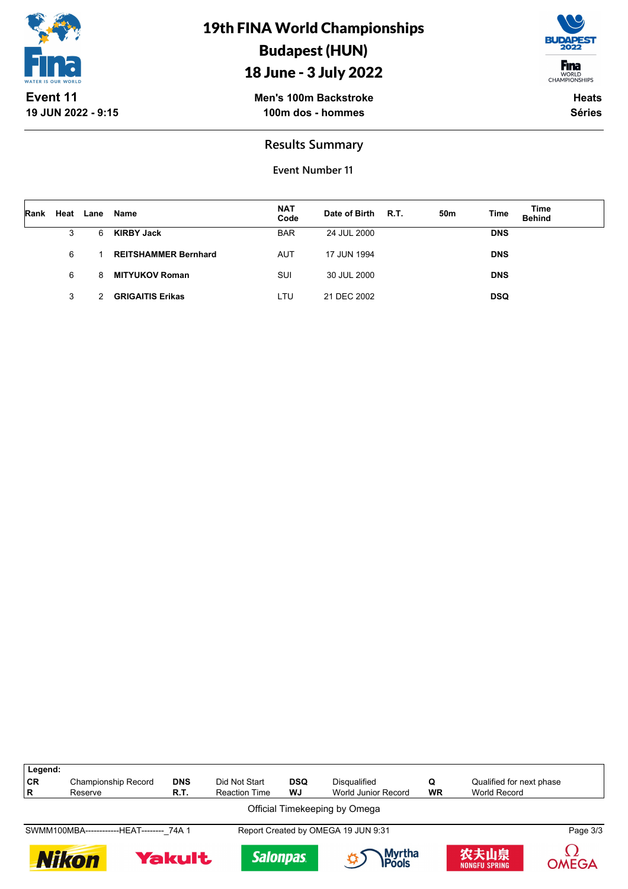# 19th FINA World Championships

# Budapest (HUN)

# 18 June - 3 July 2022

**Event 11**

**19 JUN 2022 - 9:15**

**Men's 100m Backstroke**

**100m dos - hommes**

**Heats**

**Séries**

## Results Summary

### Event Number 11

| Rank | Heat | Lane | Name | NAT Code | Date of Birth | R.T. | 50m | Time | Time Behind |
|---|---|---|---|---|---|---|---|---|---|
| | 3 | 6 | **KIRBY Jack** | BAR | 24 JUL 2000 | | | **DNS** | |
| | 6 | 1 | **REITSHAMMER Bernhard** | AUT | 17 JUN 1994 | | | **DNS** | |
| | 6 | 8 | **MITYUKOV Roman** | SUI | 30 JUL 2000 | | | **DNS** | |
| | 3 | 2 | **GRIGAITIS Erikas** | LTU | 21 DEC 2002 | | | **DSQ** | |

**Legend:**

| | | | | | | | |
|---|---|---|---|---|---|---|---|
| **CR** | Championship Record | **DNS** | Did Not Start | **DSQ** | Disqualified | **Q** | Qualified for next phase |
| **R** | Reserve | **R.T.** | Reaction Time | **WJ** | World Junior Record | **WR** | World Record |

Official Timekeeping by Omega

SWMM100MBA------------HEAT--------_74A 1

Report Created by OMEGA 19 JUN 9:31